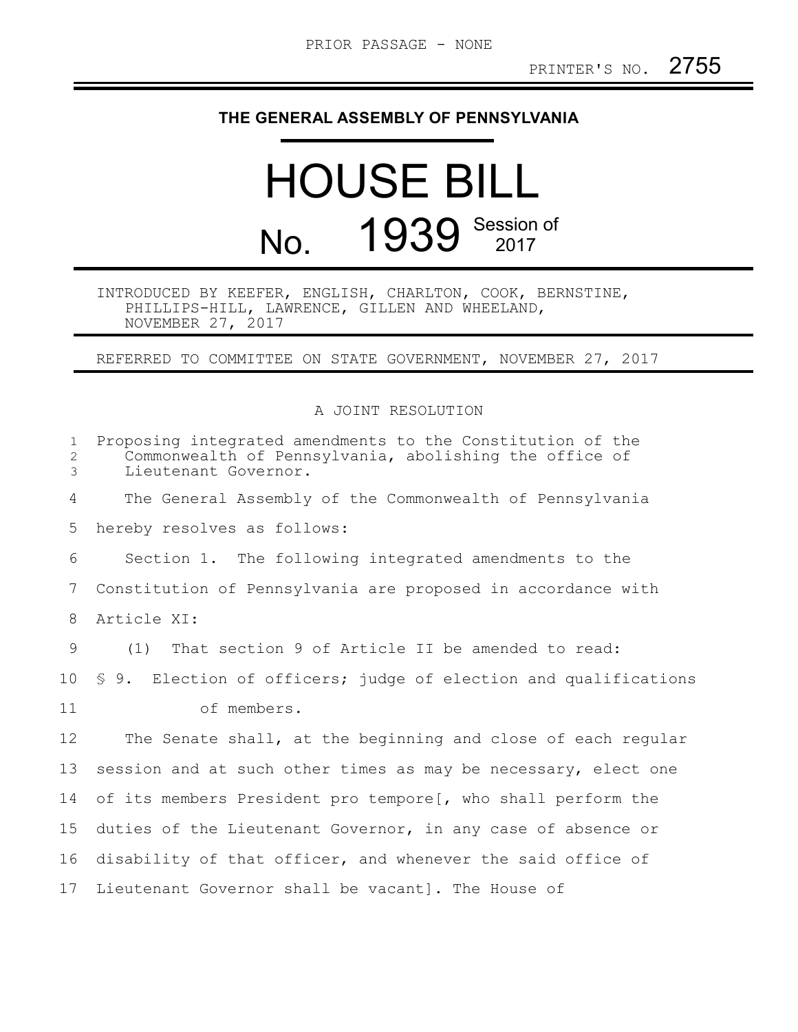PRIOR PASSAGE - NONE

PRINTER'S NO. 2755

**THE GENERAL ASSEMBLY OF PENNSYLVANIA**

# HOUSE BILL

## No. 1939 Session of 2017

INTRODUCED BY KEEFER, ENGLISH, CHARLTON, COOK, BERNSTINE, PHILLIPS-HILL, LAWRENCE, GILLEN AND WHEELAND, NOVEMBER 27, 2017

REFERRED TO COMMITTEE ON STATE GOVERNMENT, NOVEMBER 27, 2017

A JOINT RESOLUTION

Proposing integrated amendments to the Constitution of the Commonwealth of Pennsylvania, abolishing the office of Lieutenant Governor.

The General Assembly of the Commonwealth of Pennsylvania hereby resolves as follows:

Section 1. The following integrated amendments to the Constitution of Pennsylvania are proposed in accordance with Article XI:

(1) That section 9 of Article II be amended to read:

§ 9. Election of officers; judge of election and qualifications of members.

The Senate shall, at the beginning and close of each regular session and at such other times as may be necessary, elect one of its members President pro tempore[, who shall perform the duties of the Lieutenant Governor, in any case of absence or disability of that officer, and whenever the said office of Lieutenant Governor shall be vacant]. The House of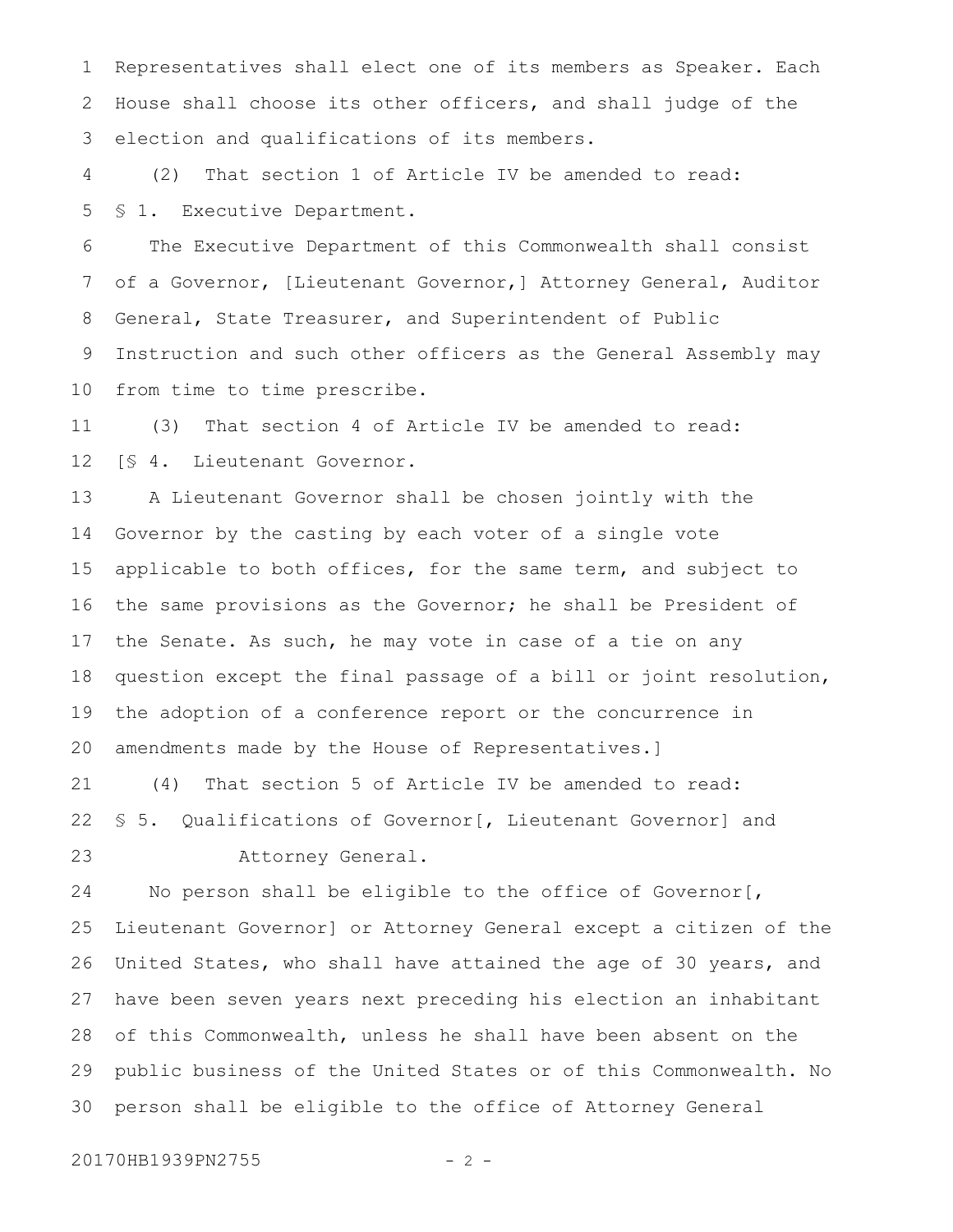Representatives shall elect one of its members as Speaker. Each House shall choose its other officers, and shall judge of the election and qualifications of its members.

(2) That section 1 of Article IV be amended to read:

§ 1. Executive Department.

The Executive Department of this Commonwealth shall consist of a Governor, [Lieutenant Governor,] Attorney General, Auditor General, State Treasurer, and Superintendent of Public Instruction and such other officers as the General Assembly may from time to time prescribe.

(3) That section 4 of Article IV be amended to read:

[§ 4. Lieutenant Governor.

A Lieutenant Governor shall be chosen jointly with the Governor by the casting by each voter of a single vote applicable to both offices, for the same term, and subject to the same provisions as the Governor; he shall be President of the Senate. As such, he may vote in case of a tie on any question except the final passage of a bill or joint resolution, the adoption of a conference report or the concurrence in amendments made by the House of Representatives.]

(4) That section 5 of Article IV be amended to read:

§ 5. Qualifications of Governor[, Lieutenant Governor] and Attorney General.

No person shall be eligible to the office of Governor[, Lieutenant Governor] or Attorney General except a citizen of the United States, who shall have attained the age of 30 years, and have been seven years next preceding his election an inhabitant of this Commonwealth, unless he shall have been absent on the public business of the United States or of this Commonwealth. No person shall be eligible to the office of Attorney General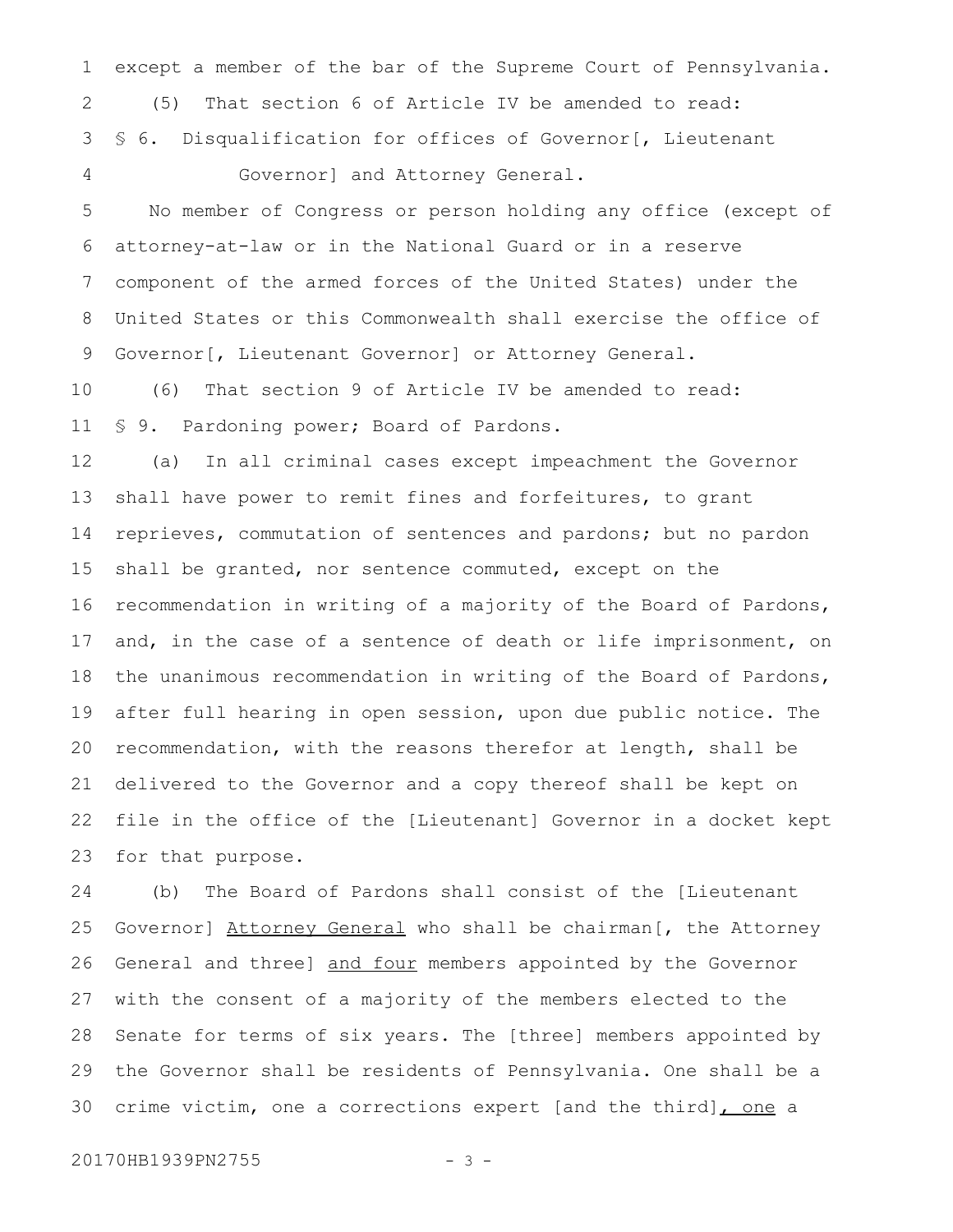except a member of the bar of the Supreme Court of Pennsylvania.

(5) That section 6 of Article IV be amended to read:

§ 6. Disqualification for offices of Governor[, Lieutenant Governor] and Attorney General.

No member of Congress or person holding any office (except of attorney-at-law or in the National Guard or in a reserve component of the armed forces of the United States) under the United States or this Commonwealth shall exercise the office of Governor[, Lieutenant Governor] or Attorney General.

(6) That section 9 of Article IV be amended to read:

§ 9. Pardoning power; Board of Pardons.

(a) In all criminal cases except impeachment the Governor shall have power to remit fines and forfeitures, to grant reprieves, commutation of sentences and pardons; but no pardon shall be granted, nor sentence commuted, except on the recommendation in writing of a majority of the Board of Pardons, and, in the case of a sentence of death or life imprisonment, on the unanimous recommendation in writing of the Board of Pardons, after full hearing in open session, upon due public notice. The recommendation, with the reasons therefor at length, shall be delivered to the Governor and a copy thereof shall be kept on file in the office of the [Lieutenant] Governor in a docket kept for that purpose.

(b) The Board of Pardons shall consist of the [Lieutenant Governor] <u>Attorney General</u> who shall be chairman[, the Attorney General and three] <u>and four</u> members appointed by the Governor with the consent of a majority of the members elected to the Senate for terms of six years. The [three] members appointed by the Governor shall be residents of Pennsylvania. One shall be a crime victim, one a corrections expert [and the third]<u>, one</u> a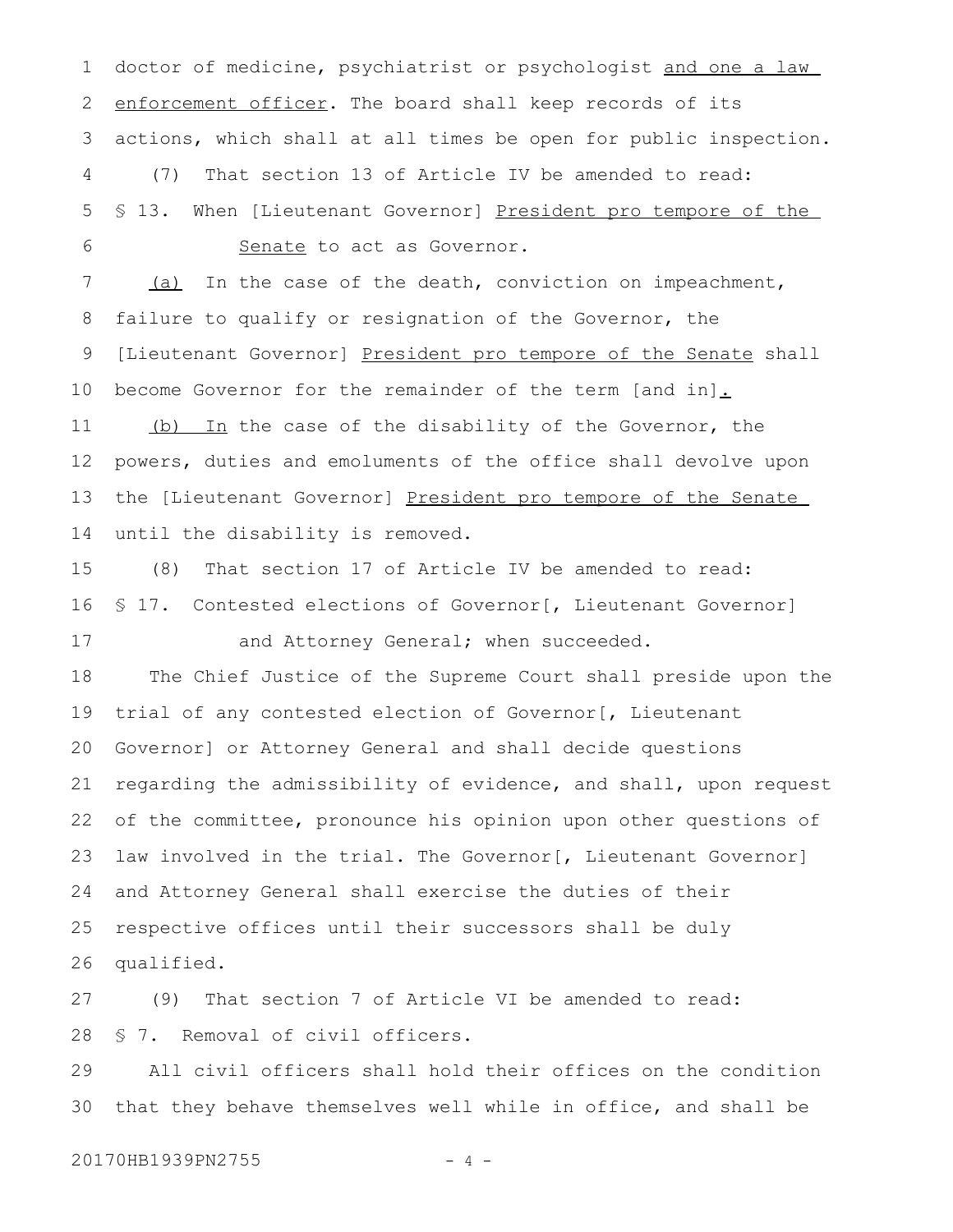doctor of medicine, psychiatrist or psychologist and one a law enforcement officer. The board shall keep records of its actions, which shall at all times be open for public inspection.

(7) That section 13 of Article IV be amended to read:

§ 13. When [Lieutenant Governor] President pro tempore of the Senate to act as Governor.

(a) In the case of the death, conviction on impeachment, failure to qualify or resignation of the Governor, the [Lieutenant Governor] President pro tempore of the Senate shall become Governor for the remainder of the term [and in].

(b) In the case of the disability of the Governor, the powers, duties and emoluments of the office shall devolve upon the [Lieutenant Governor] President pro tempore of the Senate until the disability is removed.

(8) That section 17 of Article IV be amended to read:

§ 17. Contested elections of Governor[, Lieutenant Governor] and Attorney General; when succeeded.

The Chief Justice of the Supreme Court shall preside upon the trial of any contested election of Governor[, Lieutenant Governor] or Attorney General and shall decide questions regarding the admissibility of evidence, and shall, upon request of the committee, pronounce his opinion upon other questions of law involved in the trial. The Governor[, Lieutenant Governor] and Attorney General shall exercise the duties of their respective offices until their successors shall be duly qualified.

(9) That section 7 of Article VI be amended to read:

§ 7. Removal of civil officers.

All civil officers shall hold their offices on the condition that they behave themselves well while in office, and shall be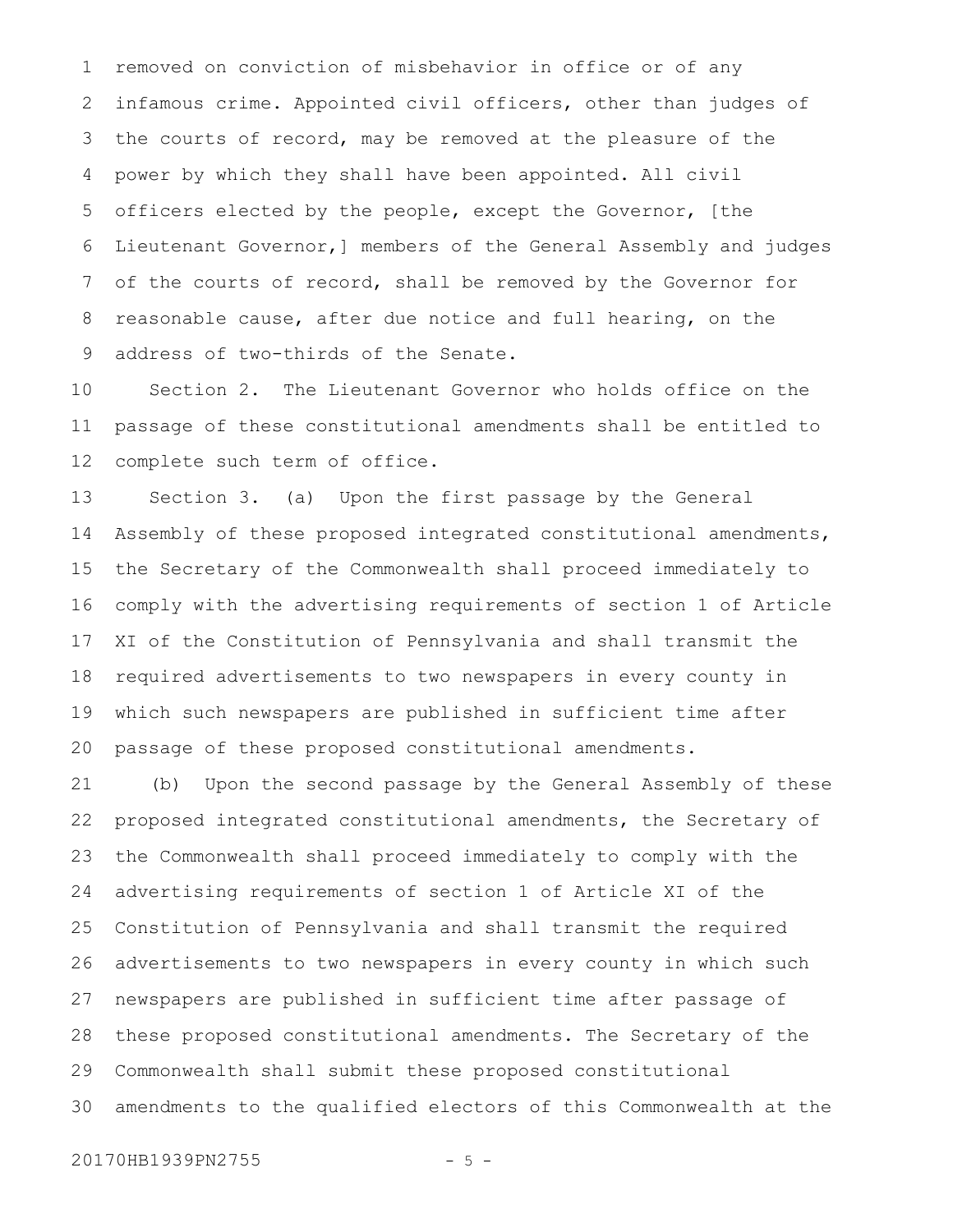removed on conviction of misbehavior in office or of any infamous crime. Appointed civil officers, other than judges of the courts of record, may be removed at the pleasure of the power by which they shall have been appointed. All civil officers elected by the people, except the Governor, [the Lieutenant Governor,] members of the General Assembly and judges of the courts of record, shall be removed by the Governor for reasonable cause, after due notice and full hearing, on the address of two-thirds of the Senate.

Section 2. The Lieutenant Governor who holds office on the passage of these constitutional amendments shall be entitled to complete such term of office.

Section 3. (a) Upon the first passage by the General Assembly of these proposed integrated constitutional amendments, the Secretary of the Commonwealth shall proceed immediately to comply with the advertising requirements of section 1 of Article XI of the Constitution of Pennsylvania and shall transmit the required advertisements to two newspapers in every county in which such newspapers are published in sufficient time after passage of these proposed constitutional amendments.

(b) Upon the second passage by the General Assembly of these proposed integrated constitutional amendments, the Secretary of the Commonwealth shall proceed immediately to comply with the advertising requirements of section 1 of Article XI of the Constitution of Pennsylvania and shall transmit the required advertisements to two newspapers in every county in which such newspapers are published in sufficient time after passage of these proposed constitutional amendments. The Secretary of the Commonwealth shall submit these proposed constitutional amendments to the qualified electors of this Commonwealth at the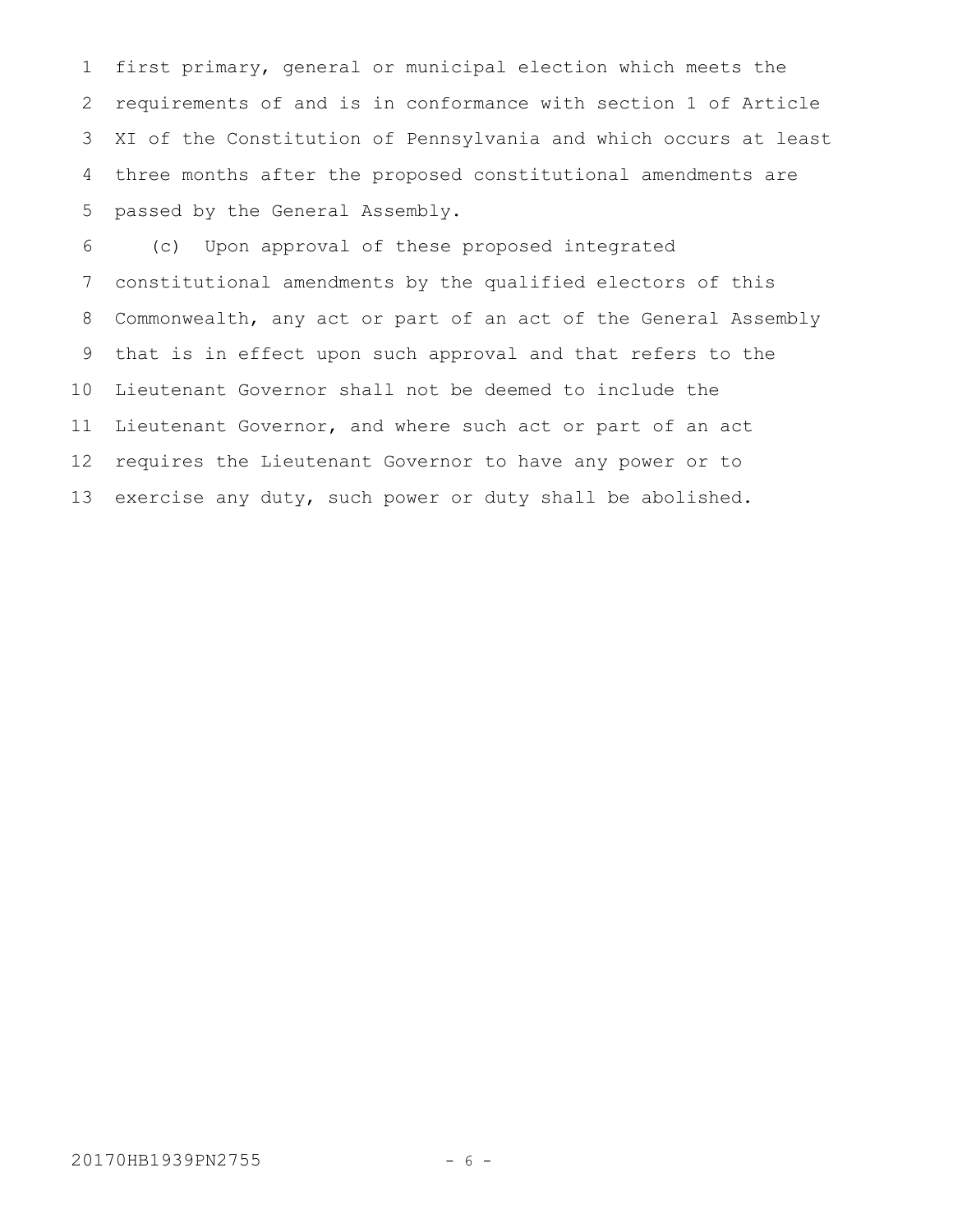first primary, general or municipal election which meets the requirements of and is in conformance with section 1 of Article XI of the Constitution of Pennsylvania and which occurs at least three months after the proposed constitutional amendments are passed by the General Assembly.

(c) Upon approval of these proposed integrated constitutional amendments by the qualified electors of this Commonwealth, any act or part of an act of the General Assembly that is in effect upon such approval and that refers to the Lieutenant Governor shall not be deemed to include the Lieutenant Governor, and where such act or part of an act requires the Lieutenant Governor to have any power or to exercise any duty, such power or duty shall be abolished.